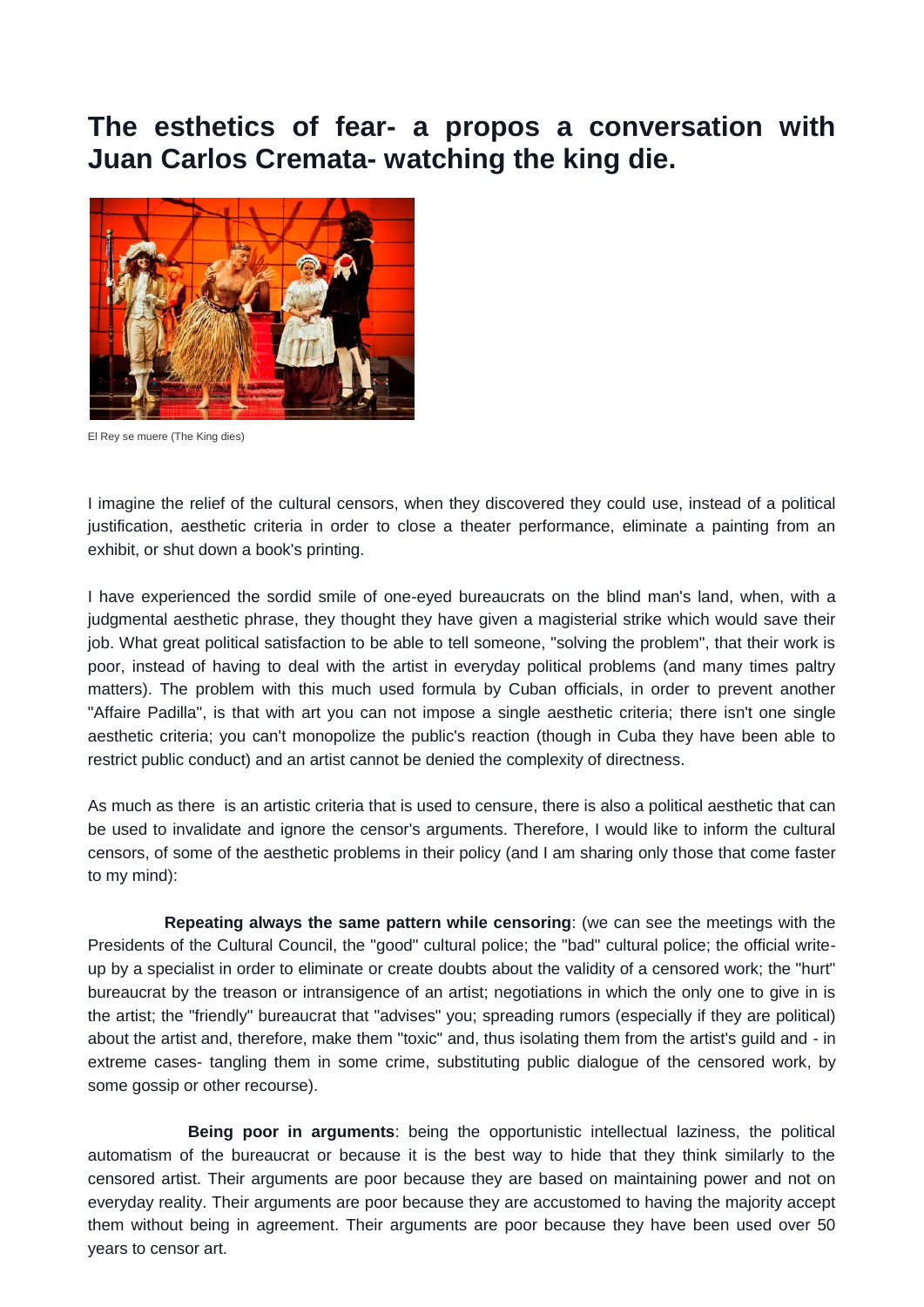# The esthetics of fear- a propos a conversation with Juan Carlos Cremata- watching the king die.

El Rey se muere (The King dies)

I imagine the relief of the cultural censors, when they discovered they could use, instead of a political justification, aesthetic criteria in order to close a theater performance, eliminate a painting from an exhibit, or shut down a book's printing.

I have experienced the sordid smile of one-eyed bureaucrats on the blind man's land, when, with a judgmental aesthetic phrase, they thought they have given a magisterial strike which would save their job. What great political satisfaction to be able to tell someone, "solving the problem", that their work is poor, instead of having to deal with the artist in everyday political problems (and many times paltry matters). The problem with this much used formula by Cuban officials, in order to prevent another "Affaire Padilla", is that with art you can not impose a single aesthetic criteria; there isn't one single aesthetic criteria; you can't monopolize the public's reaction (though in Cuba they have been able to restrict public conduct) and an artist cannot be denied the complexity of directness.

As much as there is an artistic criteria that is used to censure, there is also a political aesthetic that can be used to invalidate and ignore the censor's arguments. Therefore, I would like to inform the cultural censors, of some of the aesthetic problems in their policy (and I am sharing only those that come faster to my mind):

**Repeating always the same pattern while censoring**: (we can see the meetings with the Presidents of the Cultural Council, the "good" cultural police; the "bad" cultural police; the official write-up by a specialist in order to eliminate or create doubts about the validity of a censored work; the "hurt" bureaucrat by the treason or intransigence of an artist; negotiations in which the only one to give in is the artist; the "friendly" bureaucrat that "advises" you; spreading rumors (especially if they are political) about the artist and, therefore, make them "toxic" and, thus isolating them from the artist's guild and - in extreme cases- tangling them in some crime, substituting public dialogue of the censored work, by some gossip or other recourse).

**Being poor in arguments**: being the opportunistic intellectual laziness, the political automatism of the bureaucrat or because it is the best way to hide that they think similarly to the censored artist. Their arguments are poor because they are based on maintaining power and not on everyday reality. Their arguments are poor because they are accustomed to having the majority accept them without being in agreement. Their arguments are poor because they have been used over 50 years to censor art.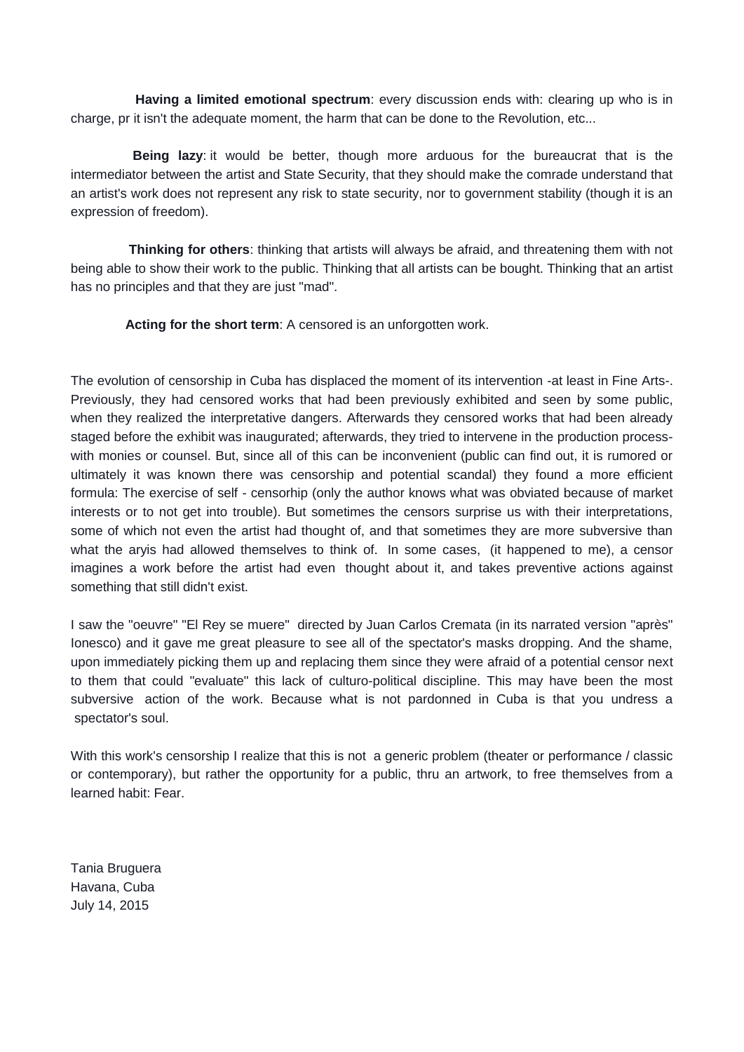**Having a limited emotional spectrum**: every discussion ends with: clearing up who is in charge, pr it isn't the adequate moment, the harm that can be done to the Revolution, etc...

**Being lazy**: it would be better, though more arduous for the bureaucrat that is the intermediator between the artist and State Security, that they should make the comrade understand that an artist's work does not represent any risk to state security, nor to government stability (though it is an expression of freedom).

**Thinking for others**: thinking that artists will always be afraid, and threatening them with not being able to show their work to the public. Thinking that all artists can be bought. Thinking that an artist has no principles and that they are just "mad".

**Acting for the short term**: A censored is an unforgotten work.

The evolution of censorship in Cuba has displaced the moment of its intervention -at least in Fine Arts-. Previously, they had censored works that had been previously exhibited and seen by some public, when they realized the interpretative dangers. Afterwards they censored works that had been already staged before the exhibit was inaugurated; afterwards, they tried to intervene in the production process- with monies or counsel. But, since all of this can be inconvenient (public can find out, it is rumored or ultimately it was known there was censorship and potential scandal) they found a more efficient formula: The exercise of self - censorhip (only the author knows what was obviated because of market interests or to not get into trouble). But sometimes the censors surprise us with their interpretations, some of which not even the artist had thought of, and that sometimes they are more subversive than what the aryis had allowed themselves to think of. In some cases, (it happened to me), a censor imagines a work before the artist had even thought about it, and takes preventive actions against something that still didn't exist.

I saw the "oeuvre" "El Rey se muere" directed by Juan Carlos Cremata (in its narrated version "après" Ionesco) and it gave me great pleasure to see all of the spectator's masks dropping. And the shame, upon immediately picking them up and replacing them since they were afraid of a potential censor next to them that could "evaluate" this lack of culturo-political discipline. This may have been the most subversive action of the work. Because what is not pardonned in Cuba is that you undress a spectator's soul.

With this work's censorship I realize that this is not a generic problem (theater or performance / classic or contemporary), but rather the opportunity for a public, thru an artwork, to free themselves from a learned habit: Fear.

Tania Bruguera
Havana, Cuba
July 14, 2015